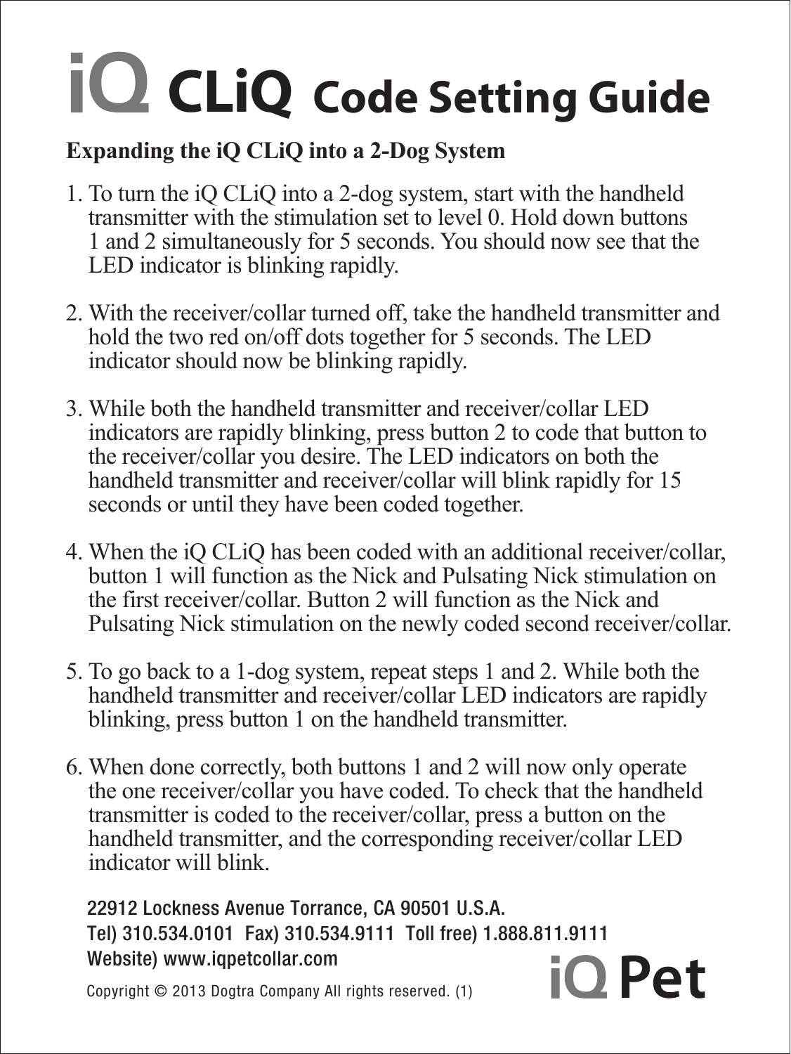# iQ CLiQ Code Setting Guide

## Expanding the iQ CLiQ into a 2-Dog System

1. To turn the iQ CLiQ into a 2-dog system, start with the handheld transmitter with the stimulation set to level 0. Hold down buttons 1 and 2 simultaneously for 5 seconds. You should now see that the LED indicator is blinking rapidly.

2. With the receiver/collar turned off, take the handheld transmitter and hold the two red on/off dots together for 5 seconds. The LED indicator should now be blinking rapidly.

3. While both the handheld transmitter and receiver/collar LED indicators are rapidly blinking, press button 2 to code that button to the receiver/collar you desire. The LED indicators on both the handheld transmitter and receiver/collar will blink rapidly for 15 seconds or until they have been coded together.

4. When the iQ CLiQ has been coded with an additional receiver/collar, button 1 will function as the Nick and Pulsating Nick stimulation on the first receiver/collar. Button 2 will function as the Nick and Pulsating Nick stimulation on the newly coded second receiver/collar.

5. To go back to a 1-dog system, repeat steps 1 and 2. While both the handheld transmitter and receiver/collar LED indicators are rapidly blinking, press button 1 on the handheld transmitter.

6. When done correctly, both buttons 1 and 2 will now only operate the one receiver/collar you have coded. To check that the handheld transmitter is coded to the receiver/collar, press a button on the handheld transmitter, and the corresponding receiver/collar LED indicator will blink.

22912 Lockness Avenue Torrance, CA 90501 U.S.A.
Tel) 310.534.0101 Fax) 310.534.9111 Toll free) 1.888.811.9111
Website) www.iqpetcollar.com

Copyright © 2013 Dogtra Company All rights reserved. (1)

iQ Pet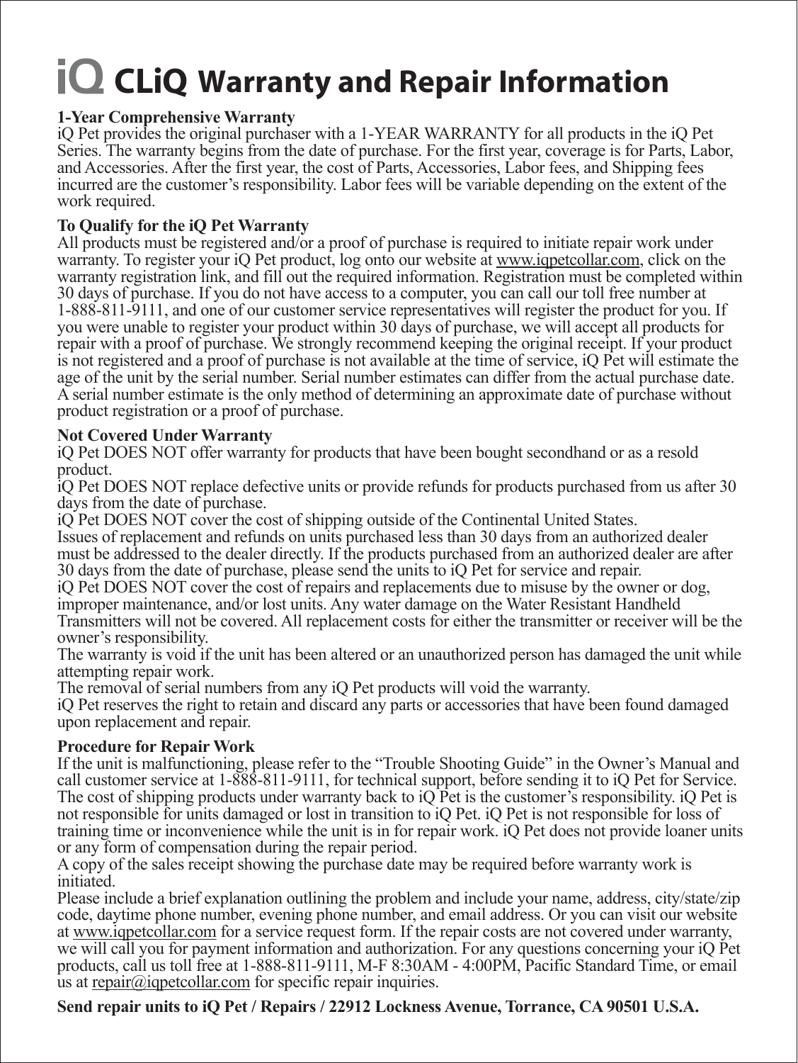# iQ CLiQ Warranty and Repair Information

**1-Year Comprehensive Warranty**

iQ Pet provides the original purchaser with a 1-YEAR WARRANTY for all products in the iQ Pet Series. The warranty begins from the date of purchase. For the first year, coverage is for Parts, Labor, and Accessories. After the first year, the cost of Parts, Accessories, Labor fees, and Shipping fees incurred are the customer's responsibility. Labor fees will be variable depending on the extent of the work required.

**To Qualify for the iQ Pet Warranty**

All products must be registered and/or a proof of purchase is required to initiate repair work under warranty. To register your iQ Pet product, log onto our website at www.iqpetcollar.com, click on the warranty registration link, and fill out the required information. Registration must be completed within 30 days of purchase. If you do not have access to a computer, you can call our toll free number at 1-888-811-9111, and one of our customer service representatives will register the product for you. If you were unable to register your product within 30 days of purchase, we will accept all products for repair with a proof of purchase. We strongly recommend keeping the original receipt. If your product is not registered and a proof of purchase is not available at the time of service, iQ Pet will estimate the age of the unit by the serial number. Serial number estimates can differ from the actual purchase date. A serial number estimate is the only method of determining an approximate date of purchase without product registration or a proof of purchase.

**Not Covered Under Warranty**

iQ Pet DOES NOT offer warranty for products that have been bought secondhand or as a resold product.

iQ Pet DOES NOT replace defective units or provide refunds for products purchased from us after 30 days from the date of purchase.

iQ Pet DOES NOT cover the cost of shipping outside of the Continental United States.

Issues of replacement and refunds on units purchased less than 30 days from an authorized dealer must be addressed to the dealer directly. If the products purchased from an authorized dealer are after 30 days from the date of purchase, please send the units to iQ Pet for service and repair.

iQ Pet DOES NOT cover the cost of repairs and replacements due to misuse by the owner or dog, improper maintenance, and/or lost units. Any water damage on the Water Resistant Handheld Transmitters will not be covered. All replacement costs for either the transmitter or receiver will be the owner's responsibility.

The warranty is void if the unit has been altered or an unauthorized person has damaged the unit while attempting repair work.

The removal of serial numbers from any iQ Pet products will void the warranty.

iQ Pet reserves the right to retain and discard any parts or accessories that have been found damaged upon replacement and repair.

**Procedure for Repair Work**

If the unit is malfunctioning, please refer to the "Trouble Shooting Guide" in the Owner's Manual and call customer service at 1-888-811-9111, for technical support, before sending it to iQ Pet for Service. The cost of shipping products under warranty back to iQ Pet is the customer's responsibility. iQ Pet is not responsible for units damaged or lost in transition to iQ Pet. iQ Pet is not responsible for loss of training time or inconvenience while the unit is in for repair work. iQ Pet does not provide loaner units or any form of compensation during the repair period.

A copy of the sales receipt showing the purchase date may be required before warranty work is initiated.

Please include a brief explanation outlining the problem and include your name, address, city/state/zip code, daytime phone number, evening phone number, and email address. Or you can visit our website at www.iqpetcollar.com for a service request form. If the repair costs are not covered under warranty, we will call you for payment information and authorization. For any questions concerning your iQ Pet products, call us toll free at 1-888-811-9111, M-F 8:30AM - 4:00PM, Pacific Standard Time, or email us at repair@iqpetcollar.com for specific repair inquiries.

**Send repair units to iQ Pet / Repairs / 22912 Lockness Avenue, Torrance, CA 90501 U.S.A.**